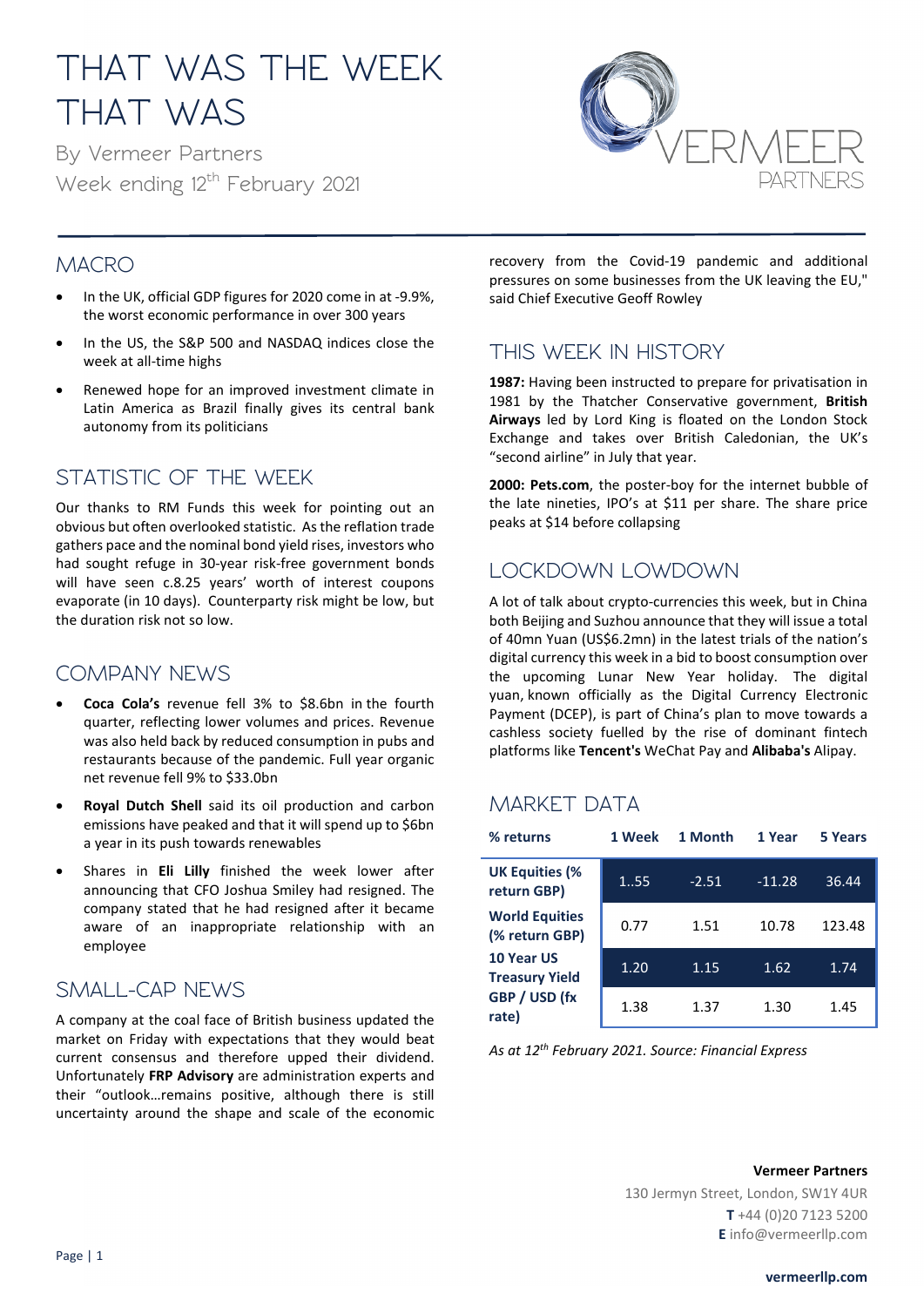# THAT WAS THE WEEK THAT WAS

By Vermeer Partners
Week ending 12th February 2021

## MACRO

- In the UK, official GDP figures for 2020 come in at -9.9%, the worst economic performance in over 300 years
- In the US, the S&P 500 and NASDAQ indices close the week at all-time highs
- Renewed hope for an improved investment climate in Latin America as Brazil finally gives its central bank autonomy from its politicians

## STATISTIC OF THE WEEK

Our thanks to RM Funds this week for pointing out an obvious but often overlooked statistic. As the reflation trade gathers pace and the nominal bond yield rises, investors who had sought refuge in 30-year risk-free government bonds will have seen c.8.25 years' worth of interest coupons evaporate (in 10 days). Counterparty risk might be low, but the duration risk not so low.

## COMPANY NEWS

- **Coca Cola's** revenue fell 3% to $8.6bn in the fourth quarter, reflecting lower volumes and prices. Revenue was also held back by reduced consumption in pubs and restaurants because of the pandemic. Full year organic net revenue fell 9% to $33.0bn
- **Royal Dutch Shell** said its oil production and carbon emissions have peaked and that it will spend up to $6bn a year in its push towards renewables
- Shares in **Eli Lilly** finished the week lower after announcing that CFO Joshua Smiley had resigned. The company stated that he had resigned after it became aware of an inappropriate relationship with an employee

## SMALL-CAP NEWS

A company at the coal face of British business updated the market on Friday with expectations that they would beat current consensus and therefore upped their dividend. Unfortunately **FRP Advisory** are administration experts and their "outlook…remains positive, although there is still uncertainty around the shape and scale of the economic recovery from the Covid-19 pandemic and additional pressures on some businesses from the UK leaving the EU," said Chief Executive Geoff Rowley

## THIS WEEK IN HISTORY

**1987:** Having been instructed to prepare for privatisation in 1981 by the Thatcher Conservative government, **British Airways** led by Lord King is floated on the London Stock Exchange and takes over British Caledonian, the UK's "second airline" in July that year.

**2000: Pets.com**, the poster-boy for the internet bubble of the late nineties, IPO's at $11 per share. The share price peaks at $14 before collapsing

## LOCKDOWN LOWDOWN

A lot of talk about crypto-currencies this week, but in China both Beijing and Suzhou announce that they will issue a total of 40mn Yuan (US$6.2mn) in the latest trials of the nation's digital currency this week in a bid to boost consumption over the upcoming Lunar New Year holiday. The digital yuan, known officially as the Digital Currency Electronic Payment (DCEP), is part of China's plan to move towards a cashless society fuelled by the rise of dominant fintech platforms like **Tencent's** WeChat Pay and **Alibaba's** Alipay.

## MARKET DATA

| % returns | 1 Week | 1 Month | 1 Year | 5 Years |
|---|---|---|---|---|
| UK Equities (% return GBP) | 1..55 | -2.51 | -11.28 | 36.44 |
| World Equities (% return GBP) | 0.77 | 1.51 | 10.78 | 123.48 |
| 10 Year US Treasury Yield | 1.20 | 1.15 | 1.62 | 1.74 |
| GBP / USD (fx rate) | 1.38 | 1.37 | 1.30 | 1.45 |

*As at 12th February 2021. Source: Financial Express*

**Vermeer Partners**
130 Jermyn Street, London, SW1Y 4UR
**T** +44 (0)20 7123 5200
**E** info@vermeerllp.com

**vermeerllp.com**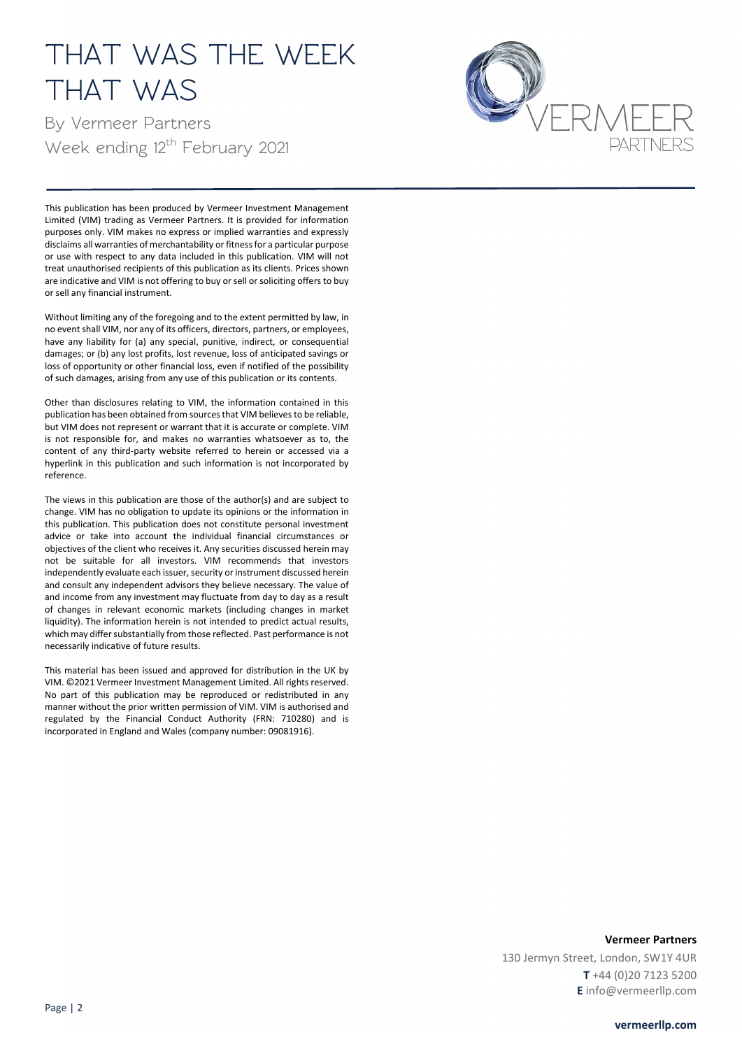# THAT WAS THE WEEK THAT WAS

By Vermeer Partners

Week ending 12th February 2021

This publication has been produced by Vermeer Investment Management Limited (VIM) trading as Vermeer Partners. It is provided for information purposes only. VIM makes no express or implied warranties and expressly disclaims all warranties of merchantability or fitness for a particular purpose or use with respect to any data included in this publication. VIM will not treat unauthorised recipients of this publication as its clients. Prices shown are indicative and VIM is not offering to buy or sell or soliciting offers to buy or sell any financial instrument.

Without limiting any of the foregoing and to the extent permitted by law, in no event shall VIM, nor any of its officers, directors, partners, or employees, have any liability for (a) any special, punitive, indirect, or consequential damages; or (b) any lost profits, lost revenue, loss of anticipated savings or loss of opportunity or other financial loss, even if notified of the possibility of such damages, arising from any use of this publication or its contents.

Other than disclosures relating to VIM, the information contained in this publication has been obtained from sources that VIM believes to be reliable, but VIM does not represent or warrant that it is accurate or complete. VIM is not responsible for, and makes no warranties whatsoever as to, the content of any third-party website referred to herein or accessed via a hyperlink in this publication and such information is not incorporated by reference.

The views in this publication are those of the author(s) and are subject to change. VIM has no obligation to update its opinions or the information in this publication. This publication does not constitute personal investment advice or take into account the individual financial circumstances or objectives of the client who receives it. Any securities discussed herein may not be suitable for all investors. VIM recommends that investors independently evaluate each issuer, security or instrument discussed herein and consult any independent advisors they believe necessary. The value of and income from any investment may fluctuate from day to day as a result of changes in relevant economic markets (including changes in market liquidity). The information herein is not intended to predict actual results, which may differ substantially from those reflected. Past performance is not necessarily indicative of future results.

This material has been issued and approved for distribution in the UK by VIM. ©2021 Vermeer Investment Management Limited. All rights reserved. No part of this publication may be reproduced or redistributed in any manner without the prior written permission of VIM. VIM is authorised and regulated by the Financial Conduct Authority (FRN: 710280) and is incorporated in England and Wales (company number: 09081916).

**Vermeer Partners**

130 Jermyn Street, London, SW1Y 4UR

**T** +44 (0)20 7123 5200

**E** info@vermeerllp.com

**vermeerllp.com**